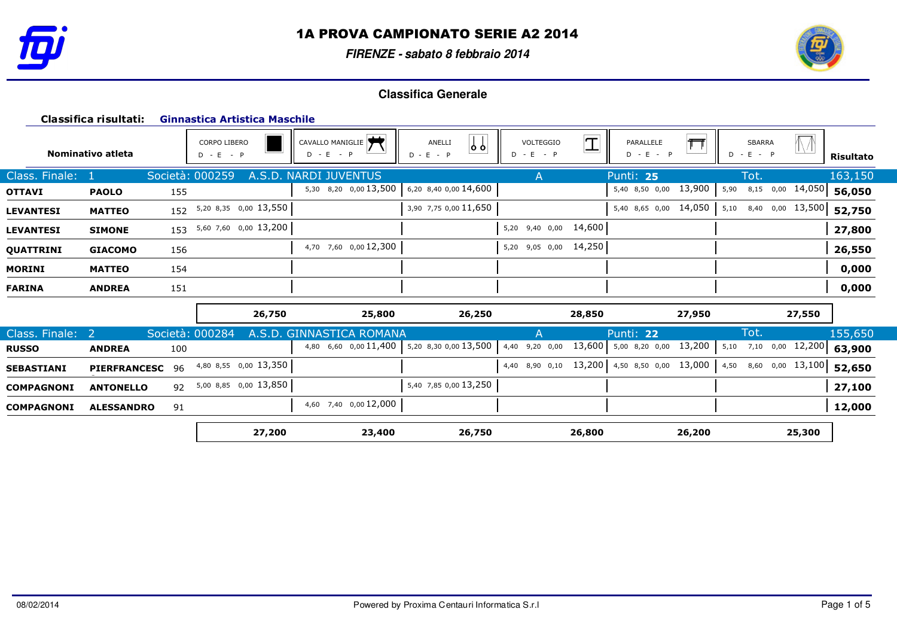# 1A PROVA CAMPIONATO SERIE A2 2014

*FIRENZE - sabato 8 febbraio 2014*

## Classifica Generale

**Classifica risultati:** **Ginnastica Artistica Maschile**

| Nominativo atleta | | | CORPO LIBERO D - E - P | CAVALLO MANIGLIE D - E - P | ANELLI D - E - P | VOLTEGGIO D - E - P | PARALLELE D - E - P | SBARRA D - E - P | Risultato |
|---|---|---|---|---|---|---|---|---|---|
| Class. Finale: 1 | Società: 000259 | | A.S.D. NARDI JUVENTUS | | | A | Punti: **25** | Tot. | 163,150 |
| **OTTAVI** | **PAOLO** | 155 | | 5,30 8,20 0,00 13,500 | 6,20 8,40 0,00 14,600 | | 5,40 8,50 0,00 13,900 | 5,90 8,15 0,00 14,050 | **56,050** |
| **LEVANTESI** | **MATTEO** | 152 | 5,20 8,35 0,00 13,550 | | 3,90 7,75 0,00 11,650 | | 5,40 8,65 0,00 14,050 | 5,10 8,40 0,00 13,500 | **52,750** |
| **LEVANTESI** | **SIMONE** | 153 | 5,60 7,60 0,00 13,200 | | | 5,20 9,40 0,00 14,600 | | | **27,800** |
| **QUATTRINI** | **GIACOMO** | 156 | | 4,70 7,60 0,00 12,300 | | 5,20 9,05 0,00 14,250 | | | **26,550** |
| **MORINI** | **MATTEO** | 154 | | | | | | | **0,000** |
| **FARINA** | **ANDREA** | 151 | | | | | | | **0,000** |
| | | | **26,750** | **25,800** | **26,250** | **28,850** | **27,950** | **27,550** | |
| Class. Finale: 2 | Società: 000284 | | A.S.D. GINNASTICA ROMANA | | | A | Punti: **22** | Tot. | 155,650 |
| **RUSSO** | **ANDREA** | 100 | | 4,80 6,60 0,00 11,400 | 5,20 8,30 0,00 13,500 | 4,40 9,20 0,00 13,600 | 5,00 8,20 0,00 13,200 | 5,10 7,10 0,00 12,200 | **63,900** |
| **SEBASTIANI** | **PIERFRANCESC** | 96 | 4,80 8,55 0,00 13,350 | | | 4,40 8,90 0,10 13,200 | 4,50 8,50 0,00 13,000 | 4,50 8,60 0,00 13,100 | **52,650** |
| **COMPAGNONI** | **ANTONELLO** | 92 | 5,00 8,85 0,00 13,850 | | 5,40 7,85 0,00 13,250 | | | | **27,100** |
| **COMPAGNONI** | **ALESSANDRO** | 91 | | 4,60 7,40 0,00 12,000 | | | | | **12,000** |
| | | | **27,200** | **23,400** | **26,750** | **26,800** | **26,200** | **25,300** | |

08/02/2014

Powered by Proxima Centauri Informatica S.r.l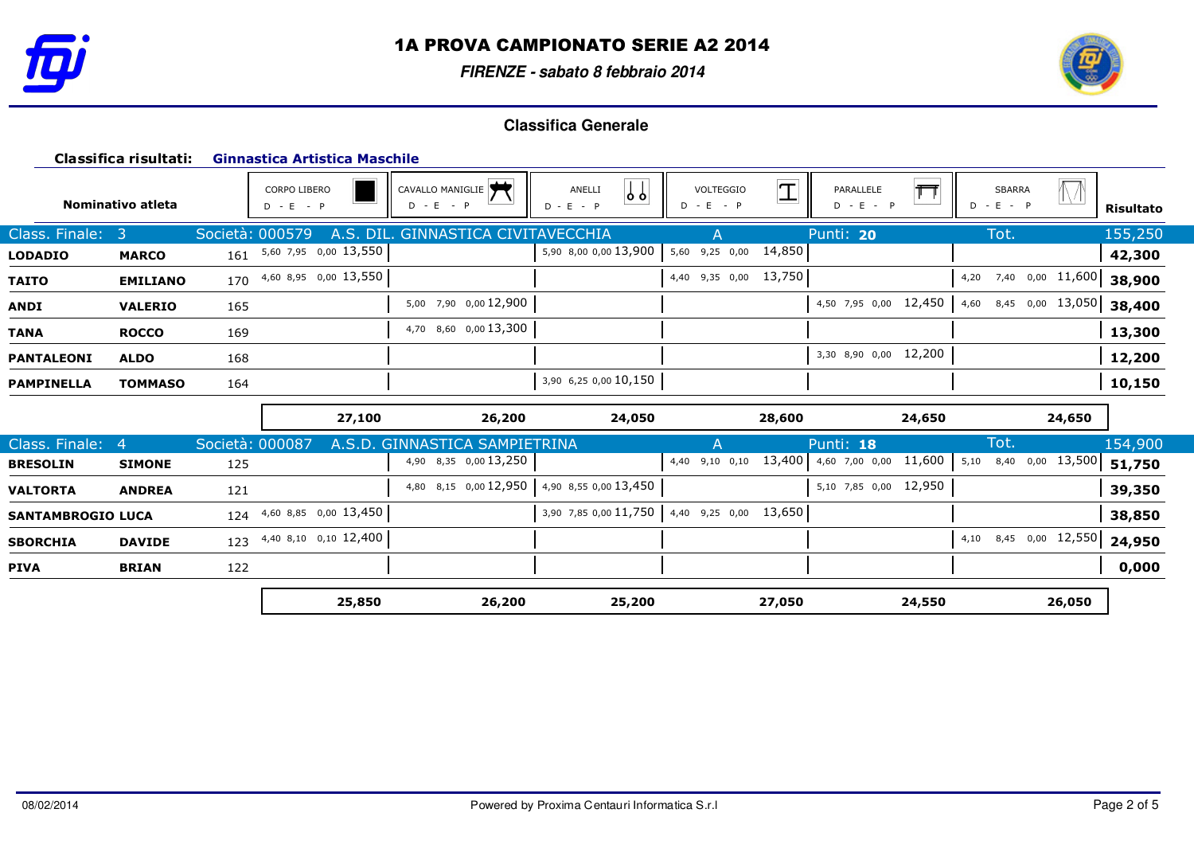# 1A PROVA CAMPIONATO SERIE A2 2014

*FIRENZE - sabato 8 febbraio 2014*

## Classifica Generale

**Classifica risultati:** **Ginnastica Artistica Maschile**

| Nominativo atleta | | | CORPO LIBERO D - E - P | CAVALLO MANIGLIE D - E - P | ANELLI D - E - P | VOLTEGGIO D - E - P | PARALLELE D - E - P | SBARRA D - E - P | Risultato |
|---|---|---|---|---|---|---|---|---|---|
| Class. Finale: 3 | | Società: 000579 | A.S. DIL. GINNASTICA CIVITAVECCHIA | | | A | Punti: **20** | Tot. | 155,250 |
| **LODADIO** | **MARCO** | 161 | 5,60 7,95 0,00 13,550 | | 5,90 8,00 0,00 13,900 | 5,60 9,25 0,00 14,850 | | | **42,300** |
| **TAITO** | **EMILIANO** | 170 | 4,60 8,95 0,00 13,550 | | | 4,40 9,35 0,00 13,750 | | 4,20 7,40 0,00 11,600 | **38,900** |
| **ANDI** | **VALERIO** | 165 | | 5,00 7,90 0,00 12,900 | | | 4,50 7,95 0,00 12,450 | 4,60 8,45 0,00 13,050 | **38,400** |
| **TANA** | **ROCCO** | 169 | | 4,70 8,60 0,00 13,300 | | | | | **13,300** |
| **PANTALEONI** | **ALDO** | 168 | | | | | 3,30 8,90 0,00 12,200 | | **12,200** |
| **PAMPINELLA** | **TOMMASO** | 164 | | | 3,90 6,25 0,00 10,150 | | | | **10,150** |
| | | | **27,100** | **26,200** | **24,050** | **28,600** | **24,650** | **24,650** | |
| Class. Finale: 4 | | Società: 000087 | A.S.D. GINNASTICA SAMPIETRINA | | | A | Punti: **18** | Tot. | 154,900 |
| **BRESOLIN** | **SIMONE** | 125 | | 4,90 8,35 0,00 13,250 | | 4,40 9,10 0,10 13,400 | 4,60 7,00 0,00 11,600 | 5,10 8,40 0,00 13,500 | **51,750** |
| **VALTORTA** | **ANDREA** | 121 | | 4,80 8,15 0,00 12,950 | 4,90 8,55 0,00 13,450 | | 5,10 7,85 0,00 12,950 | | **39,350** |
| **SANTAMBROGIO** | **LUCA** | 124 | 4,60 8,85 0,00 13,450 | | 3,90 7,85 0,00 11,750 | 4,40 9,25 0,00 13,650 | | | **38,850** |
| **SBORCHIA** | **DAVIDE** | 123 | 4,40 8,10 0,10 12,400 | | | | | 4,10 8,45 0,00 12,550 | **24,950** |
| **PIVA** | **BRIAN** | 122 | | | | | | | **0,000** |
| | | | **25,850** | **26,200** | **25,200** | **27,050** | **24,550** | **26,050** | |

08/02/2014 Powered by Proxima Centauri Informatica S.r.l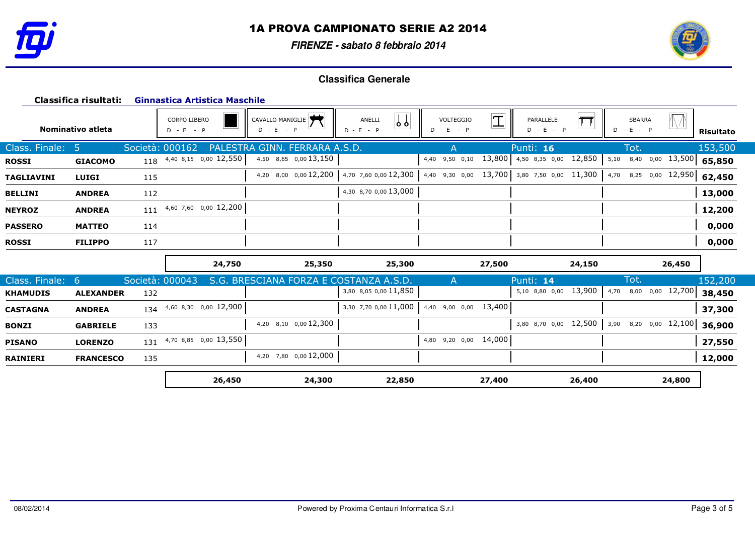# 1A PROVA CAMPIONATO SERIE A2 2014

*FIRENZE - sabato 8 febbraio 2014*

## Classifica Generale

**Classifica risultati:** **Ginnastica Artistica Maschile**

| Nominativo atleta | | | CORPO LIBERO D - E - P | CAVALLO MANIGLIE D - E - P | ANELLI D - E - P | VOLTEGGIO D - E - P | PARALLELE D - E - P | SBARRA D - E - P | Risultato |
|---|---|---|---|---|---|---|---|---|---|
| Class. Finale: 5 | Società: 000162 | PALESTRA GINN. FERRARA A.S.D. | | | | A | Punti: 16 | Tot. | 153,500 |
| **ROSSI** | **GIACOMO** | 118 | 4,40 8,15 0,00 12,550 | 4,50 8,65 0,00 13,150 | | 4,40 9,50 0,10 13,800 | 4,50 8,35 0,00 12,850 | 5,10 8,40 0,00 13,500 | **65,850** |
| **TAGLIAVINI** | **LUIGI** | 115 | | 4,20 8,00 0,00 12,200 | 4,70 7,60 0,00 12,300 | 4,40 9,30 0,00 13,700 | 3,80 7,50 0,00 11,300 | 4,70 8,25 0,00 12,950 | **62,450** |
| **BELLINI** | **ANDREA** | 112 | | | 4,30 8,70 0,00 13,000 | | | | **13,000** |
| **NEYROZ** | **ANDREA** | 111 | 4,60 7,60 0,00 12,200 | | | | | | **12,200** |
| **PASSERO** | **MATTEO** | 114 | | | | | | | **0,000** |
| **ROSSI** | **FILIPPO** | 117 | | | | | | | **0,000** |
| | | | **24,750** | **25,350** | **25,300** | **27,500** | **24,150** | **26,450** | |
| Class. Finale: 6 | Società: 000043 | S.G. BRESCIANA FORZA E COSTANZA A.S.D. | | | | A | Punti: 14 | Tot. | 152,200 |
| **KHAMUDIS** | **ALEXANDER** | 132 | | | 3,80 8,05 0,00 11,850 | | 5,10 8,80 0,00 13,900 | 4,70 8,00 0,00 12,700 | **38,450** |
| **CASTAGNA** | **ANDREA** | 134 | 4,60 8,30 0,00 12,900 | | 3,30 7,70 0,00 11,000 | 4,40 9,00 0,00 13,400 | | | **37,300** |
| **BONZI** | **GABRIELE** | 133 | | 4,20 8,10 0,00 12,300 | | | 3,80 8,70 0,00 12,500 | 3,90 8,20 0,00 12,100 | **36,900** |
| **PISANO** | **LORENZO** | 131 | 4,70 8,85 0,00 13,550 | | | 4,80 9,20 0,00 14,000 | | | **27,550** |
| **RAINIERI** | **FRANCESCO** | 135 | | 4,20 7,80 0,00 12,000 | | | | | **12,000** |
| | | | **26,450** | **24,300** | **22,850** | **27,400** | **26,400** | **24,800** | |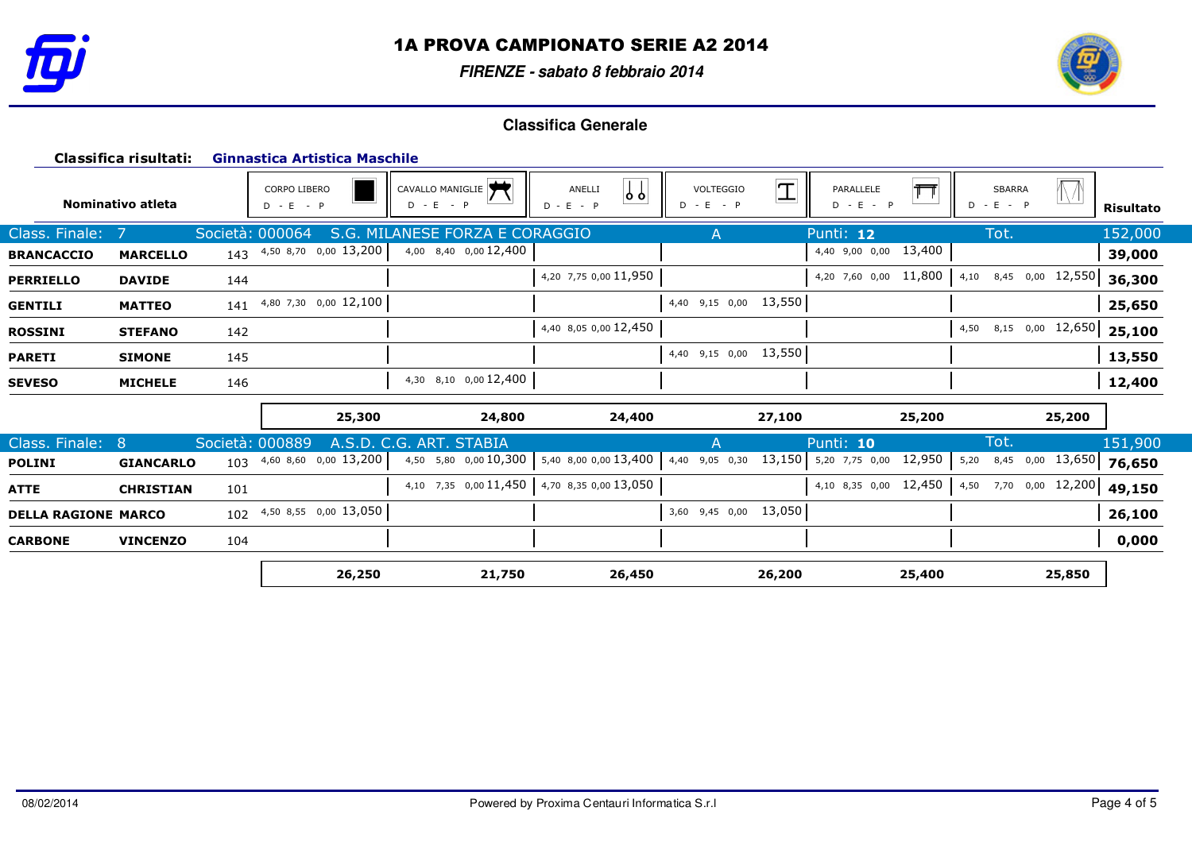# 1A PROVA CAMPIONATO SERIE A2 2014

*FIRENZE - sabato 8 febbraio 2014*

## Classifica Generale

**Classifica risultati:** **Ginnastica Artistica Maschile**

| Nominativo atleta | | | CORPO LIBERO D - E - P | CAVALLO MANIGLIE D - E - P | ANELLI D - E - P | VOLTEGGIO D - E - P | PARALLELE D - E - P | SBARRA D - E - P | Risultato |
|---|---|---|---|---|---|---|---|---|---|
| Class. Finale: 7 | Società: 000064 | S.G. MILANESE FORZA E CORAGGIO | | | | A | Punti: **12** | Tot. | 152,000 |
| **BRANCACCIO** | **MARCELLO** | 143 | 4,50 8,70 0,00 13,200 | 4,00 8,40 0,00 12,400 | | | 4,40 9,00 0,00 13,400 | | **39,000** |
| **PERRIELLO** | **DAVIDE** | 144 | | | 4,20 7,75 0,00 11,950 | | 4,20 7,60 0,00 11,800 | 4,10 8,45 0,00 12,550 | **36,300** |
| **GENTILI** | **MATTEO** | 141 | 4,80 7,30 0,00 12,100 | | | 4,40 9,15 0,00 13,550 | | | **25,650** |
| **ROSSINI** | **STEFANO** | 142 | | | 4,40 8,05 0,00 12,450 | | | 4,50 8,15 0,00 12,650 | **25,100** |
| **PARETI** | **SIMONE** | 145 | | | | 4,40 9,15 0,00 13,550 | | | **13,550** |
| **SEVESO** | **MICHELE** | 146 | | 4,30 8,10 0,00 12,400 | | | | | **12,400** |
| | | | **25,300** | **24,800** | **24,400** | **27,100** | **25,200** | **25,200** | |
| Class. Finale: 8 | Società: 000889 | A.S.D. C.G. ART. STABIA | | | | A | Punti: **10** | Tot. | 151,900 |
| **POLINI** | **GIANCARLO** | 103 | 4,60 8,60 0,00 13,200 | 4,50 5,80 0,00 10,300 | 5,40 8,00 0,00 13,400 | 4,40 9,05 0,30 13,150 | 5,20 7,75 0,00 12,950 | 5,20 8,45 0,00 13,650 | **76,650** |
| **ATTE** | **CHRISTIAN** | 101 | | 4,10 7,35 0,00 11,450 | 4,70 8,35 0,00 13,050 | | 4,10 8,35 0,00 12,450 | 4,50 7,70 0,00 12,200 | **49,150** |
| **DELLA RAGIONE** | **MARCO** | 102 | 4,50 8,55 0,00 13,050 | | | 3,60 9,45 0,00 13,050 | | | **26,100** |
| **CARBONE** | **VINCENZO** | 104 | | | | | | | **0,000** |
| | | | **26,250** | **21,750** | **26,450** | **26,200** | **25,400** | **25,850** | |

08/02/2014 Powered by Proxima Centauri Informatica S.r.l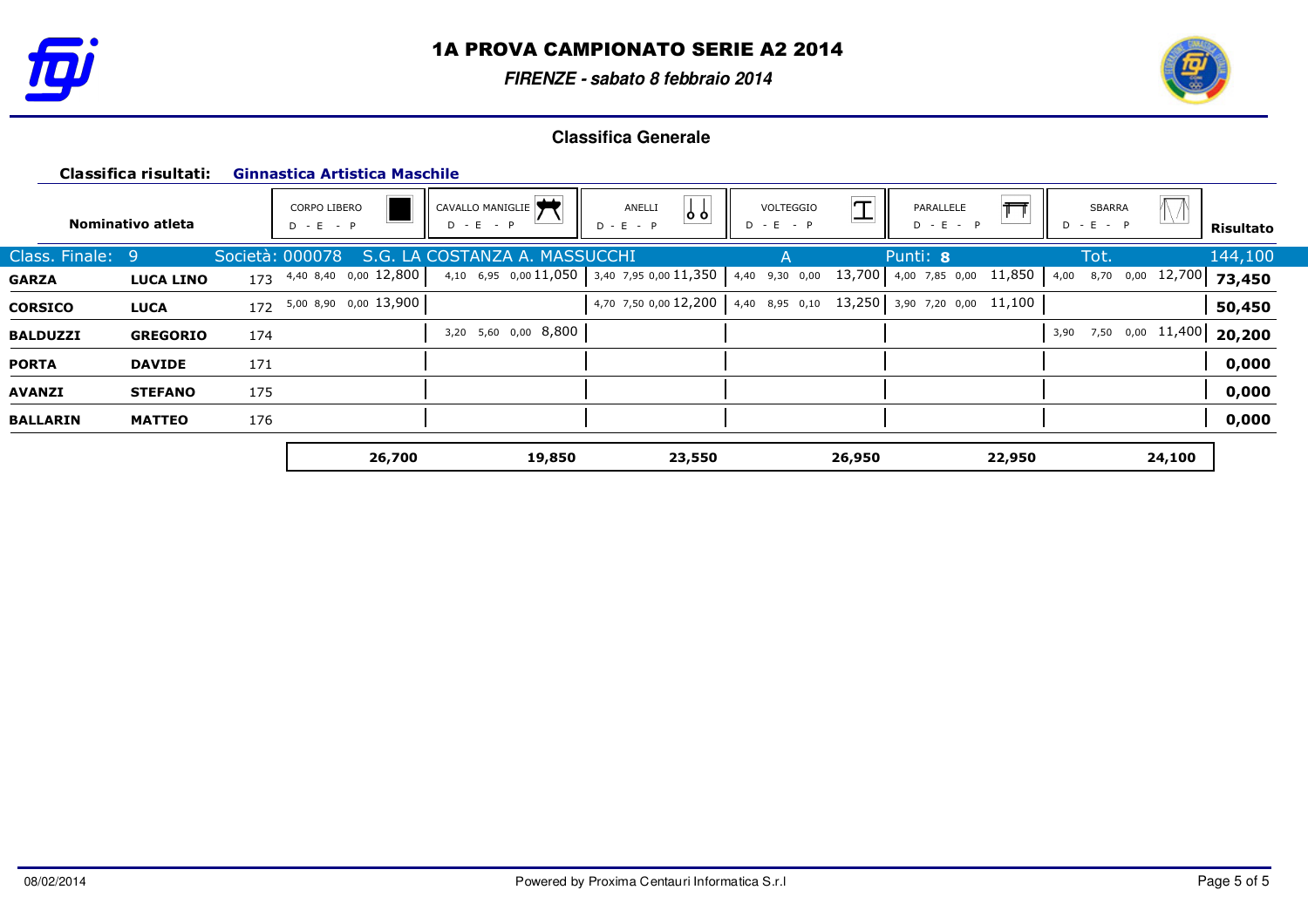# 1A PROVA CAMPIONATO SERIE A2 2014

*FIRENZE - sabato 8 febbraio 2014*

## Classifica Generale

**Classifica risultati:** **Ginnastica Artistica Maschile**

| Nominativo atleta | | | CORPO LIBERO D - E - P | CAVALLO MANIGLIE D - E - P | ANELLI D - E - P | VOLTEGGIO D - E - P | PARALLELE D - E - P | SBARRA D - E - P | Risultato |
|---|---|---|---|---|---|---|---|---|---|
| Class. Finale: 9 | | Società: 000078 | S.G. LA COSTANZA A. MASSUCCHI | | | A | Punti: 8 | Tot. | 144,100 |
| **GARZA** | **LUCA LINO** | 173 | 4,40 8,40 0,00 12,800 | 4,10 6,95 0,00 11,050 | 3,40 7,95 0,00 11,350 | 4,40 9,30 0,00 13,700 | 4,00 7,85 0,00 11,850 | 4,00 8,70 0,00 12,700 | **73,450** |
| **CORSICO** | **LUCA** | 172 | 5,00 8,90 0,00 13,900 | | 4,70 7,50 0,00 12,200 | 4,40 8,95 0,10 13,250 | 3,90 7,20 0,00 11,100 | | **50,450** |
| **BALDUZZI** | **GREGORIO** | 174 | | 3,20 5,60 0,00 8,800 | | | | 3,90 7,50 0,00 11,400 | **20,200** |
| **PORTA** | **DAVIDE** | 171 | | | | | | | **0,000** |
| **AVANZI** | **STEFANO** | 175 | | | | | | | **0,000** |
| **BALLARIN** | **MATTEO** | 176 | | | | | | | **0,000** |
| | | | **26,700** | **19,850** | **23,550** | **26,950** | **22,950** | **24,100** | |

08/02/2014 Powered by Proxima Centauri Informatica S.r.l